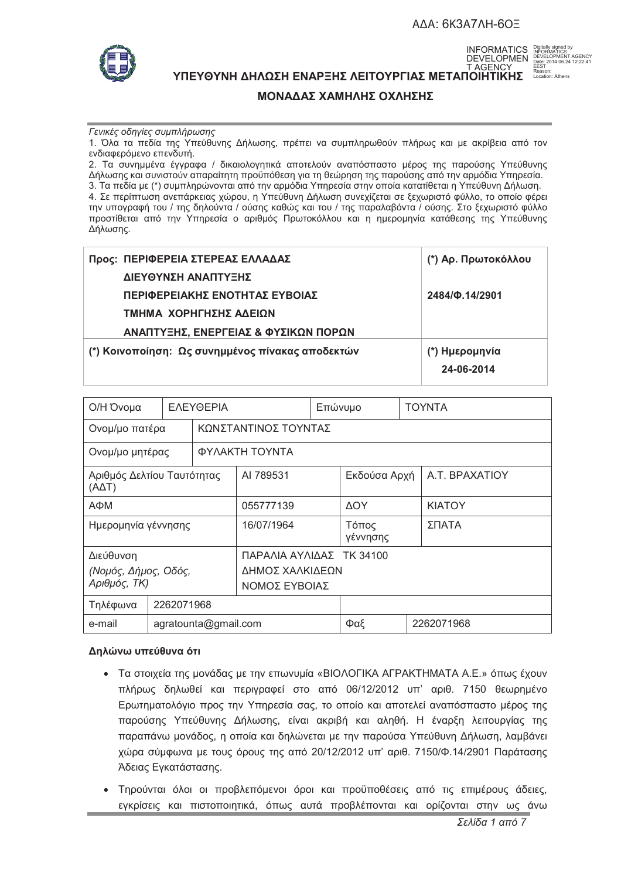ΑΔΑ: 6Κ3Α7ΛΗ-6ΟΞ

INFORMATICS DEVELOPMENT AGENCY Digitally signed by INFORMATICS DEVELOPMENT AGENCY Date: 2014.06.24 12:22:41 EEST Reason: Location: Athens

# ΥΠΕΥΘΥΝΗ ΔΗΛΩΣΗ ΕΝΑΡΞΗΣ ΛΕΙΤΟΥΡΓΙΑΣ ΜΕΤΑΠΟΙΗΤΙΚΗΣ ΜΟΝΑΔΑΣ ΧΑΜΗΛΗΣ ΟΧΛΗΣΗΣ

*Γενικές οδηγίες συμπλήρωσης*

1. Όλα τα πεδία της Υπεύθυνης Δήλωσης, πρέπει να συμπληρωθούν πλήρως και με ακρίβεια από τον ενδιαφερόμενο επενδυτή.
2. Τα συνημμένα έγγραφα / δικαιολογητικά αποτελούν αναπόσπαστο μέρος της παρούσης Υπεύθυνης Δήλωσης και συνιστούν απαραίτητη προϋπόθεση για τη θεώρηση της παρούσης από την αρμόδια Υπηρεσία.
3. Τα πεδία με (*) συμπληρώνονται από την αρμόδια Υπηρεσία στην οποία κατατίθεται η Υπεύθυνη Δήλωση.
4. Σε περίπτωση ανεπάρκειας χώρου, η Υπεύθυνη Δήλωση συνεχίζεται σε ξεχωριστό φύλλο, το οποίο φέρει την υπογραφή του / της δηλούντα / ούσης καθώς και του / της παραλαβόντα / ούσης. Στο ξεχωριστό φύλλο προστίθεται από την Υπηρεσία ο αριθμός Πρωτοκόλλου και η ημερομηνία κατάθεσης της Υπεύθυνης Δήλωσης.

| **Προς: ΠΕΡΙΦΕΡΕΙΑ ΣΤΕΡΕΑΣ ΕΛΛΑΔΑΣ ΔΙΕΥΘΥΝΣΗ ΑΝΑΠΤΥΞΗΣ ΠΕΡΙΦΕΡΕΙΑΚΗΣ ΕΝΟΤΗΤΑΣ ΕΥΒΟΙΑΣ ΤΜΗΜΑ ΧΟΡΗΓΗΣΗΣ ΑΔΕΙΩΝ ΑΝΑΠΤΥΞΗΣ, ΕΝΕΡΓΕΙΑΣ & ΦΥΣΙΚΩΝ ΠΟΡΩΝ** | **(*) Αρ. Πρωτοκόλλου** 2484/Φ.14/2901 |
|---|---|
| **(*) Κοινοποίηση: Ως συνημμένος πίνακας αποδεκτών** | **(*) Ημερομηνία** 24-06-2014 |

| Ο/Η Όνομα | ΕΛΕΥΘΕΡΙΑ | Επώνυμο | ΤΟΥΝΤΑ |
|---|---|---|---|
| Ονομ/μο πατέρα | ΚΩΝΣΤΑΝΤΙΝΟΣ ΤΟΥΝΤΑΣ | | |
| Ονομ/μο μητέρας | ΦΥΛΑΚΤΗ ΤΟΥΝΤΑ | | |
| Αριθμός Δελτίου Ταυτότητας (ΑΔΤ) | ΑΙ 789531 | Εκδούσα Αρχή | Α.Τ. ΒΡΑΧΑΤΙΟΥ |
| ΑΦΜ | 055777139 | ΔΟΥ | ΚΙΑΤΟΥ |
| Ημερομηνία γέννησης | 16/07/1964 | Τόπος γέννησης | ΣΠΑΤΑ |
| Διεύθυνση *(Νομός, Δήμος, Οδός, Αριθμός, ΤΚ)* | ΠΑΡΑΛΙΑ ΑΥΛΙΔΑΣ ΤΚ 34100 ΔΗΜΟΣ ΧΑΛΚΙΔΕΩΝ ΝΟΜΟΣ ΕΥΒΟΙΑΣ | | |
| Τηλέφωνα | 2262071968 | | |
| e-mail | agratounta@gmail.com | Φαξ | 2262071968 |

**Δηλώνω υπεύθυνα ότι**

- Τα στοιχεία της μονάδας με την επωνυμία «ΒΙΟΛΟΓΙΚΑ ΑΓΡΑΚΤΗΜΑΤΑ Α.Ε.» όπως έχουν πλήρως δηλωθεί και περιγραφεί στο από 06/12/2012 υπ' αριθ. 7150 θεωρημένο Ερωτηματολόγιο προς την Υπηρεσία σας, το οποίο και αποτελεί αναπόσπαστο μέρος της παρούσης Υπεύθυνης Δήλωσης, είναι ακριβή και αληθή. Η έναρξη λειτουργίας της παραπάνω μονάδος, η οποία και δηλώνεται με την παρούσα Υπεύθυνη Δήλωση, λαμβάνει χώρα σύμφωνα με τους όρους της από 20/12/2012 υπ' αριθ. 7150/Φ.14/2901 Παράτασης Άδειας Εγκατάστασης.
- Τηρούνται όλοι οι προβλεπόμενοι όροι και προϋποθέσεις από τις επιμέρους άδειες, εγκρίσεις και πιστοποιητικά, όπως αυτά προβλέπονται και ορίζονται στην ως άνω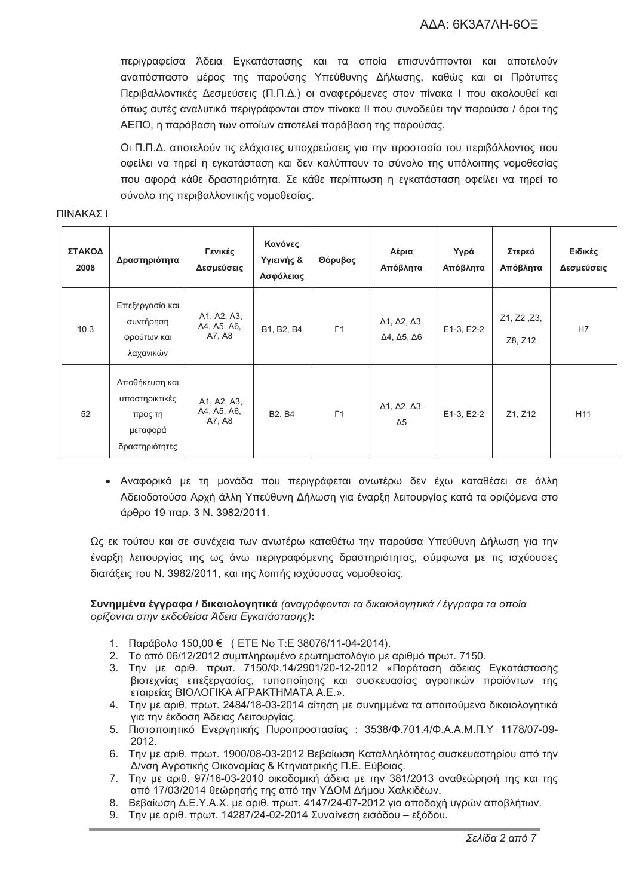περιγραφείσα Άδεια Εγκατάστασης και τα οποία επισυνάπτονται και αποτελούν αναπόσπαστο μέρος της παρούσης Υπεύθυνης Δήλωσης, καθώς και οι Πρότυπες Περιβαλλοντικές Δεσμεύσεις (Π.Π.Δ.) οι αναφερόμενες στον πίνακα Ι που ακολουθεί και όπως αυτές αναλυτικά περιγράφονται στον πίνακα ΙΙ που συνοδεύει την παρούσα / όροι της ΑΕΠΟ, η παράβαση των οποίων αποτελεί παράβαση της παρούσας.

Οι Π.Π.Δ. αποτελούν τις ελάχιστες υποχρεώσεις για την προστασία του περιβάλλοντος που οφείλει να τηρεί η εγκατάσταση και δεν καλύπτουν το σύνολο της υπόλοιπης νομοθεσίας που αφορά κάθε δραστηριότητα. Σε κάθε περίπτωση η εγκατάσταση οφείλει να τηρεί το σύνολο της περιβαλλοντικής νομοθεσίας.

ΠΙΝΑΚΑΣ Ι

| ΣΤΑΚΟΔ 2008 | Δραστηριότητα | Γενικές Δεσμεύσεις | Κανόνες Υγιεινής & Ασφάλειας | Θόρυβος | Αέρια Απόβλητα | Υγρά Απόβλητα | Στερεά Απόβλητα | Ειδικές Δεσμεύσεις |
|---|---|---|---|---|---|---|---|---|
| 10.3 | Επεξεργασία και συντήρηση φρούτων και λαχανικών | Α1, Α2, Α3, Α4, Α5, Α6, Α7, Α8 | Β1, Β2, Β4 | Γ1 | Δ1, Δ2, Δ3, Δ4, Δ5, Δ6 | Ε1-3, Ε2-2 | Ζ1, Ζ2 ,Ζ3, Ζ8, Ζ12 | Η7 |
| 52 | Αποθήκευση και υποστηρικτικές προς τη μεταφορά δραστηριότητες | Α1, Α2, Α3, Α4, Α5, Α6, Α7, Α8 | Β2, Β4 | Γ1 | Δ1, Δ2, Δ3, Δ5 | Ε1-3, Ε2-2 | Ζ1, Ζ12 | Η11 |

- Αναφορικά με τη μονάδα που περιγράφεται ανωτέρω δεν έχω καταθέσει σε άλλη Αδειοδοτούσα Αρχή άλλη Υπεύθυνη Δήλωση για έναρξη λειτουργίας κατά τα οριζόμενα στο άρθρο 19 παρ. 3 Ν. 3982/2011.

Ως εκ τούτου και σε συνέχεια των ανωτέρω καταθέτω την παρούσα Υπεύθυνη Δήλωση για την έναρξη λειτουργίας της ως άνω περιγραφόμενης δραστηριότητας, σύμφωνα με τις ισχύουσες διατάξεις του Ν. 3982/2011, και της λοιπής ισχύουσας νομοθεσίας.

**Συνημμένα έγγραφα / δικαιολογητικά** *(αναγράφονται τα δικαιολογητικά / έγγραφα τα οποία ορίζονται στην εκδοθείσα Άδεια Εγκατάστασης)***:**

1. Παράβολο 150,00 € ( ΕΤΕ Νο Τ:Ε 38076/11-04-2014).
2. Το από 06/12/2012 συμπληρωμένο ερωτηματολόγιο με αριθμό πρωτ. 7150.
3. Την με αριθ. πρωτ. 7150/Φ.14/2901/20-12-2012 «Παράταση άδειας Εγκατάστασης βιοτεχνίας επεξεργασίας, τυποποίησης και συσκευασίας αγροτικών προϊόντων της εταιρείας ΒΙΟΛΟΓΙΚΑ ΑΓΡΑΚΤΗΜΑΤΑ Α.Ε.».
4. Την με αριθ. πρωτ. 2484/18-03-2014 αίτηση με συνημμένα τα απαιτούμενα δικαιολογητικά για την έκδοση Άδειας Λειτουργίας.
5. Πιστοποιητικό Ενεργητικής Πυροπροστασίας : 3538/Φ.701.4/Φ.Α.Α.Μ.Π.Υ 1178/07-09-2012.
6. Την με αριθ. πρωτ. 1900/08-03-2012 Βεβαίωση Καταλληλότητας συσκευαστηρίου από την Δ/νση Αγροτικής Οικονομίας & Κτηνιατρικής Π.Ε. Εύβοιας.
7. Την με αριθ. 97/16-03-2010 οικοδομική άδεια με την 381/2013 αναθεώρησή της και της από 17/03/2014 θεώρησής της από την ΥΔΟΜ Δήμου Χαλκιδέων.
8. Βεβαίωση Δ.Ε.Υ.Α.Χ. με αριθ. πρωτ. 4147/24-07-2012 για αποδοχή υγρών αποβλήτων.
9. Την με αριθ. πρωτ. 14287/24-02-2014 Συναίνεση εισόδου – εξόδου.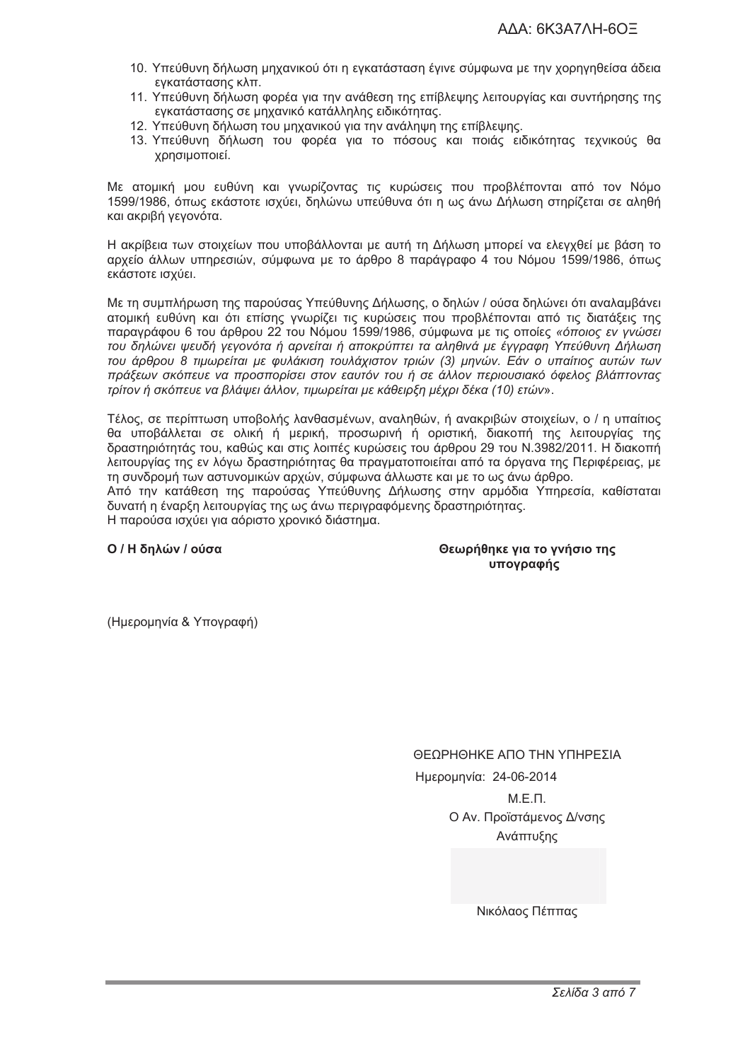10. Υπεύθυνη δήλωση μηχανικού ότι η εγκατάσταση έγινε σύμφωνα με την χορηγηθείσα άδεια εγκατάστασης κλπ.
11. Υπεύθυνη δήλωση φορέα για την ανάθεση της επίβλεψης λειτουργίας και συντήρησης της εγκατάστασης σε μηχανικό κατάλληλης ειδικότητας.
12. Υπεύθυνη δήλωση του μηχανικού για την ανάληψη της επίβλεψης.
13. Υπεύθυνη δήλωση του φορέα για το πόσους και ποιάς ειδικότητας τεχνικούς θα χρησιμοποιεί.

Με ατομική μου ευθύνη και γνωρίζοντας τις κυρώσεις που προβλέπονται από τον Νόμο 1599/1986, όπως εκάστοτε ισχύει, δηλώνω υπεύθυνα ότι η ως άνω Δήλωση στηρίζεται σε αληθή και ακριβή γεγονότα.

Η ακρίβεια των στοιχείων που υποβάλλονται με αυτή τη Δήλωση μπορεί να ελεγχθεί με βάση το αρχείο άλλων υπηρεσιών, σύμφωνα με το άρθρο 8 παράγραφο 4 του Νόμου 1599/1986, όπως εκάστοτε ισχύει.

Με τη συμπλήρωση της παρούσας Υπεύθυνης Δήλωσης, ο δηλών / ούσα δηλώνει ότι αναλαμβάνει ατομική ευθύνη και ότι επίσης γνωρίζει τις κυρώσεις που προβλέπονται από τις διατάξεις της παραγράφου 6 του άρθρου 22 του Νόμου 1599/1986, σύμφωνα με τις οποίες *«όποιος εν γνώσει του δηλώνει ψευδή γεγονότα ή αρνείται ή αποκρύπτει τα αληθινά με έγγραφη Υπεύθυνη Δήλωση του άρθρου 8 τιμωρείται με φυλάκιση τουλάχιστον τριών (3) μηνών. Εάν ο υπαίτιος αυτών των πράξεων σκόπευε να προσπορίσει στον εαυτόν του ή σε άλλον περιουσιακό όφελος βλάπτοντας τρίτον ή σκόπευε να βλάψει άλλον, τιμωρείται με κάθειρξη μέχρι δέκα (10) ετών»*.

Τέλος, σε περίπτωση υποβολής λανθασμένων, αναληθών, ή ανακριβών στοιχείων, ο / η υπαίτιος θα υποβάλλεται σε ολική ή μερική, προσωρινή ή οριστική, διακοπή της λειτουργίας της δραστηριότητάς του, καθώς και στις λοιπές κυρώσεις του άρθρου 29 του Ν.3982/2011. Η διακοπή λειτουργίας της εν λόγω δραστηριότητας θα πραγματοποιείται από τα όργανα της Περιφέρειας, με τη συνδρομή των αστυνομικών αρχών, σύμφωνα άλλωστε και με το ως άνω άρθρο.
Από την κατάθεση της παρούσας Υπεύθυνης Δήλωσης στην αρμόδια Υπηρεσία, καθίσταται δυνατή η έναρξη λειτουργίας της ως άνω περιγραφόμενης δραστηριότητας.
Η παρούσα ισχύει για αόριστο χρονικό διάστημα.

**Ο / Η δηλών / ούσα**

**Θεωρήθηκε για το γνήσιο της υπογραφής**

(Ημερομηνία & Υπογραφή)

ΘΕΩΡΗΘΗΚΕ ΑΠΟ ΤΗΝ ΥΠΗΡΕΣΙΑ

Ημερομηνία: 24-06-2014

Μ.Ε.Π.

Ο Αν. Προϊστάμενος Δ/νσης Ανάπτυξης

Νικόλαος Πέππας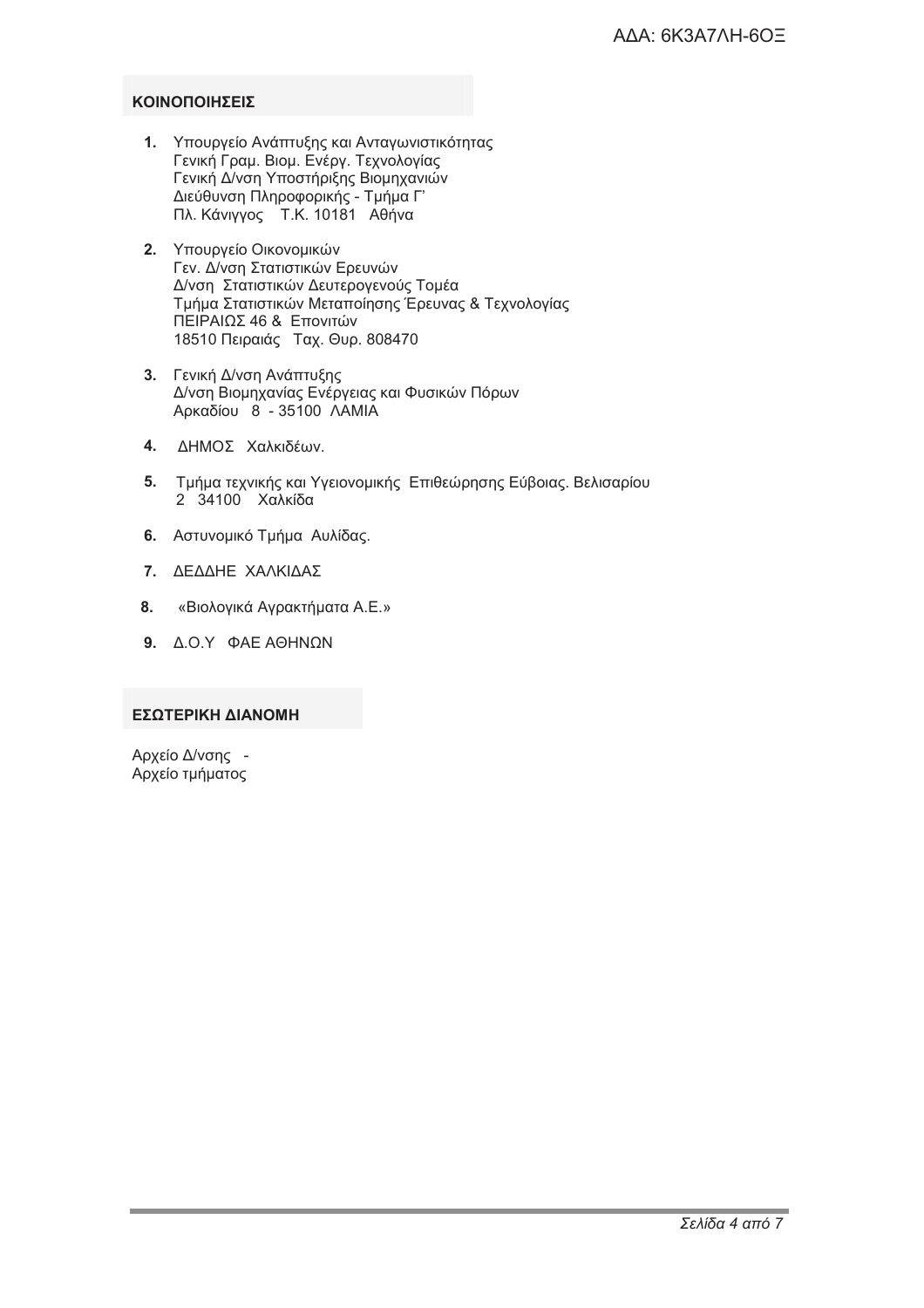## ΚΟΙΝΟΠΟΙΗΣΕΙΣ

1. Υπουργείο Ανάπτυξης και Ανταγωνιστικότητας
   Γενική Γραμ. Βιομ. Ενέργ. Τεχνολογίας
   Γενική Δ/νση Υποστήριξης Βιομηχανιών
   Διεύθυνση Πληροφορικής - Τμήμα Γ'
   Πλ. Κάνιγγος Τ.Κ. 10181 Αθήνα

2. Υπουργείο Οικονομικών
   Γεν. Δ/νση Στατιστικών Ερευνών
   Δ/νση Στατιστικών Δευτερογενούς Τομέα
   Τμήμα Στατιστικών Μεταποίησης Έρευνας & Τεχνολογίας
   ΠΕΙΡΑΙΩΣ 46 & Επονιτών
   18510 Πειραιάς Ταχ. Θυρ. 808470

3. Γενική Δ/νση Ανάπτυξης
   Δ/νση Βιομηχανίας Ενέργειας και Φυσικών Πόρων
   Αρκαδίου 8 - 35100 ΛΑΜΙΑ

4. ΔΗΜΟΣ Χαλκιδέων.

5. Τμήμα τεχνικής και Υγειονομικής Επιθεώρησης Εύβοιας. Βελισαρίου 2 34100 Χαλκίδα

6. Αστυνομικό Τμήμα Αυλίδας.

7. ΔΕΔΔΗΕ ΧΑΛΚΙΔΑΣ

8. «Βιολογικά Αγρακτήματα Α.Ε.»

9. Δ.Ο.Υ ΦΑΕ ΑΘΗΝΩΝ

## ΕΣΩΤΕΡΙΚΗ ΔΙΑΝΟΜΗ

Αρχείο Δ/νσης -
Αρχείο τμήματος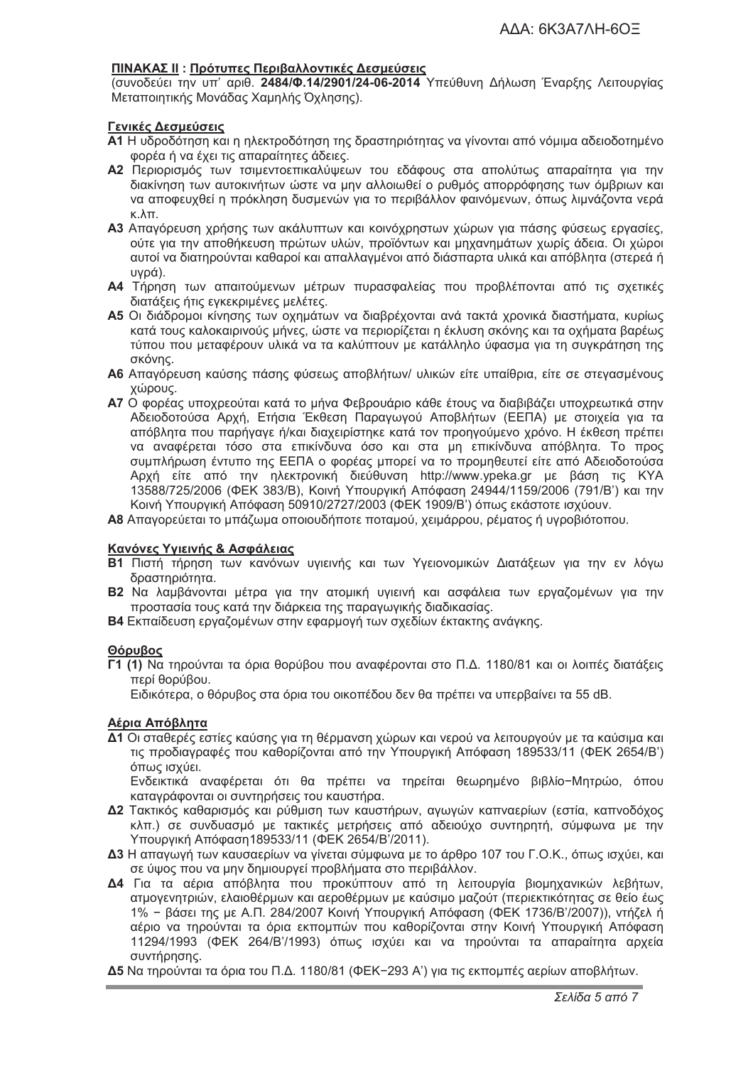**ΠΙΝΑΚΑΣ ΙΙ : Πρότυπες Περιβαλλοντικές Δεσμεύσεις**
(συνοδεύει την υπ' αριθ. **2484/Φ.14/2901/24-06-2014** Υπεύθυνη Δήλωση Έναρξης Λειτουργίας Μεταποιητικής Μονάδας Χαμηλής Όχλησης).

**Γενικές Δεσμεύσεις**

**Α1** Η υδροδότηση και η ηλεκτροδότηση της δραστηριότητας να γίνονται από νόμιμα αδειοδοτημένο φορέα ή να έχει τις απαραίτητες άδειες.

**Α2** Περιορισμός των τσιμεντοεπικαλύψεων του εδάφους στα απολύτως απαραίτητα για την διακίνηση των αυτοκινήτων ώστε να μην αλλοιωθεί ο ρυθμός απορρόφησης των όμβριων και να αποφευχθεί η πρόκληση δυσμενών για το περιβάλλον φαινόμενων, όπως λιμνάζοντα νερά κ.λπ.

**Α3** Απαγόρευση χρήσης των ακάλυπτων και κοινόχρηστων χώρων για πάσης φύσεως εργασίες, ούτε για την αποθήκευση πρώτων υλών, προϊόντων και μηχανημάτων χωρίς άδεια. Οι χώροι αυτοί να διατηρούνται καθαροί και απαλλαγμένοι από διάσπαρτα υλικά και απόβλητα (στερεά ή υγρά).

**Α4** Τήρηση των απαιτούμενων μέτρων πυρασφαλείας που προβλέπονται από τις σχετικές διατάξεις ήτις εγκεκριμένες μελέτες.

**Α5** Οι διάδρομοι κίνησης των οχημάτων να διαβρέχονται ανά τακτά χρονικά διαστήματα, κυρίως κατά τους καλοκαιρινούς μήνες, ώστε να περιορίζεται η έκλυση σκόνης και τα οχήματα βαρέως τύπου που μεταφέρουν υλικά να τα καλύπτουν με κατάλληλο ύφασμα για τη συγκράτηση της σκόνης.

**Α6** Απαγόρευση καύσης πάσης φύσεως αποβλήτων/ υλικών είτε υπαίθρια, είτε σε στεγασμένους χώρους.

**Α7** Ο φορέας υποχρεούται κατά το μήνα Φεβρουάριο κάθε έτους να διαβιβάζει υποχρεωτικά στην Αδειοδοτούσα Αρχή, Ετήσια Έκθεση Παραγωγού Αποβλήτων (ΕΕΠΑ) με στοιχεία για τα απόβλητα που παρήγαγε ή/και διαχειρίστηκε κατά τον προηγούμενο χρόνο. Η έκθεση πρέπει να αναφέρεται τόσο στα επικίνδυνα όσο και στα μη επικίνδυνα απόβλητα. Το προς συμπλήρωση έντυπο της ΕΕΠΑ ο φορέας μπορεί να το προμηθευτεί είτε από Αδειοδοτούσα Αρχή είτε από την ηλεκτρονική διεύθυνση http://www.ypeka.gr με βάση τις ΚΥΑ 13588/725/2006 (ΦΕΚ 383/Β), Κοινή Υπουργική Απόφαση 24944/1159/2006 (791/Β') και την Κοινή Υπουργική Απόφαση 50910/2727/2003 (ΦΕΚ 1909/Β') όπως εκάστοτε ισχύουν.

**Α8** Απαγορεύεται το μπάζωμα οποιουδήποτε ποταμού, χειμάρρου, ρέματος ή υγροβιότοπου.

**Κανόνες Υγιεινής & Ασφάλειας**

**Β1** Πιστή τήρηση των κανόνων υγιεινής και των Υγειονομικών Διατάξεων για την εν λόγω δραστηριότητα.

**Β2** Να λαμβάνονται μέτρα για την ατομική υγιεινή και ασφάλεια των εργαζομένων για την προστασία τους κατά την διάρκεια της παραγωγικής διαδικασίας.

**Β4** Εκπαίδευση εργαζομένων στην εφαρμογή των σχεδίων έκτακτης ανάγκης.

**Θόρυβος**

**Γ1 (1)** Να τηρούνται τα όρια θορύβου που αναφέρονται στο Π.Δ. 1180/81 και οι λοιπές διατάξεις περί θορύβου.
Ειδικότερα, ο θόρυβος στα όρια του οικοπέδου δεν θα πρέπει να υπερβαίνει τα 55 dB.

**Αέρια Απόβλητα**

**Δ1** Οι σταθερές εστίες καύσης για τη θέρμανση χώρων και νερού να λειτουργούν με τα καύσιμα και τις προδιαγραφές που καθορίζονται από την Υπουργική Απόφαση 189533/11 (ΦΕΚ 2654/Β') όπως ισχύει.
Ενδεικτικά αναφέρεται ότι θα πρέπει να τηρείται θεωρημένο βιβλίο−Μητρώο, όπου καταγράφονται οι συντηρήσεις του καυστήρα.

**Δ2** Τακτικός καθαρισμός και ρύθμιση των καυστήρων, αγωγών καπναερίων (εστία, καπνοδόχος κλπ.) σε συνδυασμό με τακτικές μετρήσεις από αδειούχο συντηρητή, σύμφωνα με την Υπουργική Απόφαση189533/11 (ΦΕΚ 2654/Β'/2011).

**Δ3** Η απαγωγή των καυσαερίων να γίνεται σύμφωνα με το άρθρο 107 του Γ.Ο.Κ., όπως ισχύει, και σε ύψος που να μην δημιουργεί προβλήματα στο περιβάλλον.

**Δ4** Για τα αέρια απόβλητα που προκύπτουν από τη λειτουργία βιομηχανικών λεβήτων, ατμογεννητριών, ελαιοθέρμων και αεροθέρμων με καύσιμο μαζούτ (περιεκτικότητας σε θείο έως 1% − βάσει της με Α.Π. 284/2007 Κοινή Υπουργική Απόφαση (ΦΕΚ 1736/Β'/2007)), ντήζελ ή αέριο να τηρούνται τα όρια εκπομπών που καθορίζονται στην Κοινή Υπουργική Απόφαση 11294/1993 (ΦΕΚ 264/Β'/1993) όπως ισχύει και να τηρούνται τα απαραίτητα αρχεία συντήρησης.

**Δ5** Να τηρούνται τα όρια του Π.Δ. 1180/81 (ΦΕΚ−293 Α') για τις εκπομπές αερίων αποβλήτων.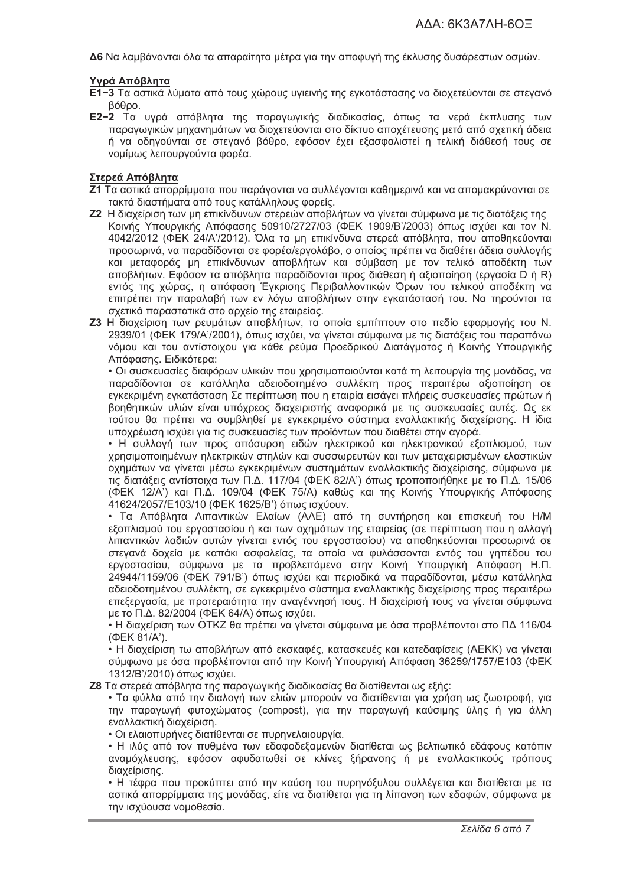**Δ6** Να λαμβάνονται όλα τα απαραίτητα μέτρα για την αποφυγή της έκλυσης δυσάρεστων οσμών.

**Υγρά Απόβλητα**

**Ε1−3** Τα αστικά λύματα από τους χώρους υγιεινής της εγκατάστασης να διοχετεύονται σε στεγανό βόθρο.

**Ε2−2** Τα υγρά απόβλητα της παραγωγικής διαδικασίας, όπως τα νερά έκπλυσης των παραγωγικών μηχανημάτων να διοχετεύονται στο δίκτυο αποχέτευσης μετά από σχετική άδεια ή να οδηγούνται σε στεγανό βόθρο, εφόσον έχει εξασφαλιστεί η τελική διάθεσή τους σε νομίμως λειτουργούντα φορέα.

**Στερεά Απόβλητα**

**Ζ1** Τα αστικά απορρίμματα που παράγονται να συλλέγονται καθημερινά και να απομακρύνονται σε τακτά διαστήματα από τους κατάλληλους φορείς.

**Ζ2** Η διαχείριση των μη επικίνδυνων στερεών αποβλήτων να γίνεται σύμφωνα με τις διατάξεις της Κοινής Υπουργικής Απόφασης 50910/2727/03 (ΦΕΚ 1909/Β'/2003) όπως ισχύει και τον Ν. 4042/2012 (ΦΕΚ 24/Α'/2012). Όλα τα μη επικίνδυνα στερεά απόβλητα, που αποθηκεύονται προσωρινά, να παραδίδονται σε φορέα/εργολάβο, ο οποίος πρέπει να διαθέτει άδεια συλλογής και μεταφοράς μη επικίνδυνων αποβλήτων και σύμβαση με τον τελικό αποδέκτη των αποβλήτων. Εφόσον τα απόβλητα παραδίδονται προς διάθεση ή αξιοποίηση (εργασία D ή R) εντός της χώρας, η απόφαση Έγκρισης Περιβαλλοντικών Όρων του τελικού αποδέκτη να επιτρέπει την παραλαβή των εν λόγω αποβλήτων στην εγκατάστασή του. Να τηρούνται τα σχετικά παραστατικά στο αρχείο της εταιρείας.

**Ζ3** Η διαχείριση των ρευμάτων αποβλήτων, τα οποία εμπίπτουν στο πεδίο εφαρμογής του Ν. 2939/01 (ΦΕΚ 179/Α'/2001), όπως ισχύει, να γίνεται σύμφωνα με τις διατάξεις του παραπάνω νόμου και του αντίστοιχου για κάθε ρεύμα Προεδρικού Διατάγματος ή Κοινής Υπουργικής Απόφασης. Ειδικότερα:

- Οι συσκευασίες διαφόρων υλικών που χρησιμοποιούνται κατά τη λειτουργία της μονάδας, να παραδίδονται σε κατάλληλα αδειοδοτημένο συλλέκτη προς περαιτέρω αξιοποίηση σε εγκεκριμένη εγκατάσταση Σε περίπτωση που η εταιρία εισάγει πλήρεις συσκευασίες πρώτων ή βοηθητικών υλών είναι υπόχρεος διαχειριστής αναφορικά με τις συσκευασίες αυτές. Ως εκ τούτου θα πρέπει να συμβληθεί με εγκεκριμένο σύστημα εναλλακτικής διαχείρισης. Η ίδια υποχρέωση ισχύει για τις συσκευασίες των προϊόντων που διαθέτει στην αγορά.
- Η συλλογή των προς απόσυρση ειδών ηλεκτρικού και ηλεκτρονικού εξοπλισμού, των χρησιμοποιημένων ηλεκτρικών στηλών και συσσωρευτών και των μεταχειρισμένων ελαστικών οχημάτων να γίνεται μέσω εγκεκριμένων συστημάτων εναλλακτικής διαχείρισης, σύμφωνα με τις διατάξεις αντίστοιχα των Π.Δ. 117/04 (ΦΕΚ 82/Α') όπως τροποποιήθηκε με το Π.Δ. 15/06 (ΦΕΚ 12/Α') και Π.Δ. 109/04 (ΦΕΚ 75/Α) καθώς και της Κοινής Υπουργικής Απόφασης 41624/2057/Ε103/10 (ΦΕΚ 1625/Β') όπως ισχύουν.
- Τα Απόβλητα Λιπαντικών Ελαίων (ΑΛΕ) από τη συντήρηση και επισκευή του Η/Μ εξοπλισμού του εργοστασίου ή και των οχημάτων της εταιρείας (σε περίπτωση που η αλλαγή λιπαντικών λαδιών αυτών γίνεται εντός του εργοστασίου) να αποθηκεύονται προσωρινά σε στεγανά δοχεία με καπάκι ασφαλείας, τα οποία να φυλάσσονται εντός του γηπέδου του εργοστασίου, σύμφωνα με τα προβλεπόμενα στην Κοινή Υπουργική Απόφαση Η.Π. 24944/1159/06 (ΦΕΚ 791/Β') όπως ισχύει και περιοδικά να παραδίδονται, μέσω κατάλληλα αδειοδοτημένου συλλέκτη, σε εγκεκριμένο σύστημα εναλλακτικής διαχείρισης προς περαιτέρω επεξεργασία, με προτεραιότητα την αναγέννησή τους. Η διαχείρισή τους να γίνεται σύμφωνα με το Π.Δ. 82/2004 (ΦΕΚ 64/Α) όπως ισχύει.
- Η διαχείριση των ΟΤΚΖ θα πρέπει να γίνεται σύμφωνα με όσα προβλέπονται στο ΠΔ 116/04 (ΦΕΚ 81/Α').
- Η διαχείριση τω αποβλήτων από εκσκαφές, κατασκευές και κατεδαφίσεις (ΑΕΚΚ) να γίνεται σύμφωνα με όσα προβλέπονται από την Κοινή Υπουργική Απόφαση 36259/1757/Ε103 (ΦΕΚ 1312/Β'/2010) όπως ισχύει.

**Ζ8** Τα στερεά απόβλητα της παραγωγικής διαδικασίας θα διατίθενται ως εξής:

- Τα φύλλα από την διαλογή των ελιών μπορούν να διατίθενται για χρήση ως ζωοτροφή, για την παραγωγή φυτοχώματος (compost), για την παραγωγή καύσιμης ύλης ή για άλλη εναλλακτική διαχείριση.
- Οι ελαιοπυρήνες διατίθενται σε πυρηνελαιουργία.
- Η ιλύς από τον πυθμένα των εδαφοδεξαμενών διατίθεται ως βελτιωτικό εδάφους κατόπιν αναμόχλευσης, εφόσον αφυδατωθεί σε κλίνες ξήρανσης ή με εναλλακτικούς τρόπους διαχείρισης.
- Η τέφρα που προκύπτει από την καύση του πυρηνόξυλου συλλέγεται και διατίθεται με τα αστικά απορρίμματα της μονάδας, είτε να διατίθεται για τη λίπανση των εδαφών, σύμφωνα με την ισχύουσα νομοθεσία.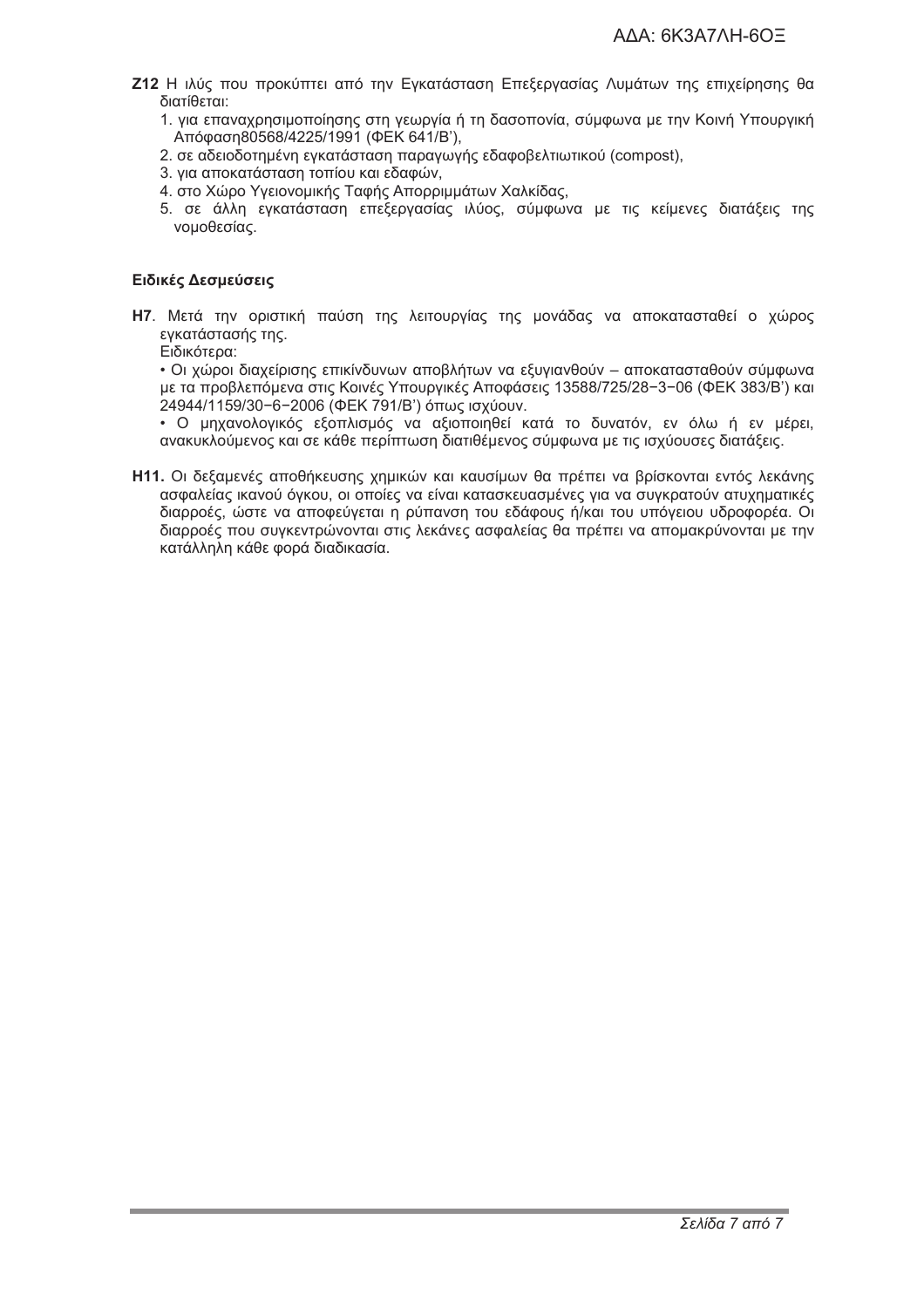**Ζ12** Η ιλύς που προκύπτει από την Εγκατάσταση Επεξεργασίας Λυμάτων της επιχείρησης θα διατίθεται:

1. για επαναχρησιμοποίησης στη γεωργία ή τη δασοπονία, σύμφωνα με την Κοινή Υπουργική Απόφαση80568/4225/1991 (ΦΕΚ 641/Β'),
2. σε αδειοδοτημένη εγκατάσταση παραγωγής εδαφοβελτιωτικού (compost),
3. για αποκατάσταση τοπίου και εδαφών,
4. στο Χώρο Υγειονομικής Ταφής Απορριμμάτων Χαλκίδας,
5. σε άλλη εγκατάσταση επεξεργασίας ιλύος, σύμφωνα με τις κείμενες διατάξεις της νομοθεσίας.

**Ειδικές Δεσμεύσεις**

**Η7**. Μετά την οριστική παύση της λειτουργίας της μονάδας να αποκατασταθεί ο χώρος εγκατάστασής της.

Ειδικότερα:

• Οι χώροι διαχείρισης επικίνδυνων αποβλήτων να εξυγιανθούν – αποκατασταθούν σύμφωνα με τα προβλεπόμενα στις Κοινές Υπουργικές Αποφάσεις 13588/725/28−3−06 (ΦΕΚ 383/Β') και 24944/1159/30−6−2006 (ΦΕΚ 791/Β') όπως ισχύουν.

• Ο μηχανολογικός εξοπλισμός να αξιοποιηθεί κατά το δυνατόν, εν όλω ή εν μέρει, ανακυκλούμενος και σε κάθε περίπτωση διατιθέμενος σύμφωνα με τις ισχύουσες διατάξεις.

**Η11.** Οι δεξαμενές αποθήκευσης χημικών και καυσίμων θα πρέπει να βρίσκονται εντός λεκάνης ασφαλείας ικανού όγκου, οι οποίες να είναι κατασκευασμένες για να συγκρατούν ατυχηματικές διαρροές, ώστε να αποφεύγεται η ρύπανση του εδάφους ή/και του υπόγειου υδροφορέα. Οι διαρροές που συγκεντρώνονται στις λεκάνες ασφαλείας θα πρέπει να απομακρύνονται με την κατάλληλη κάθε φορά διαδικασία.